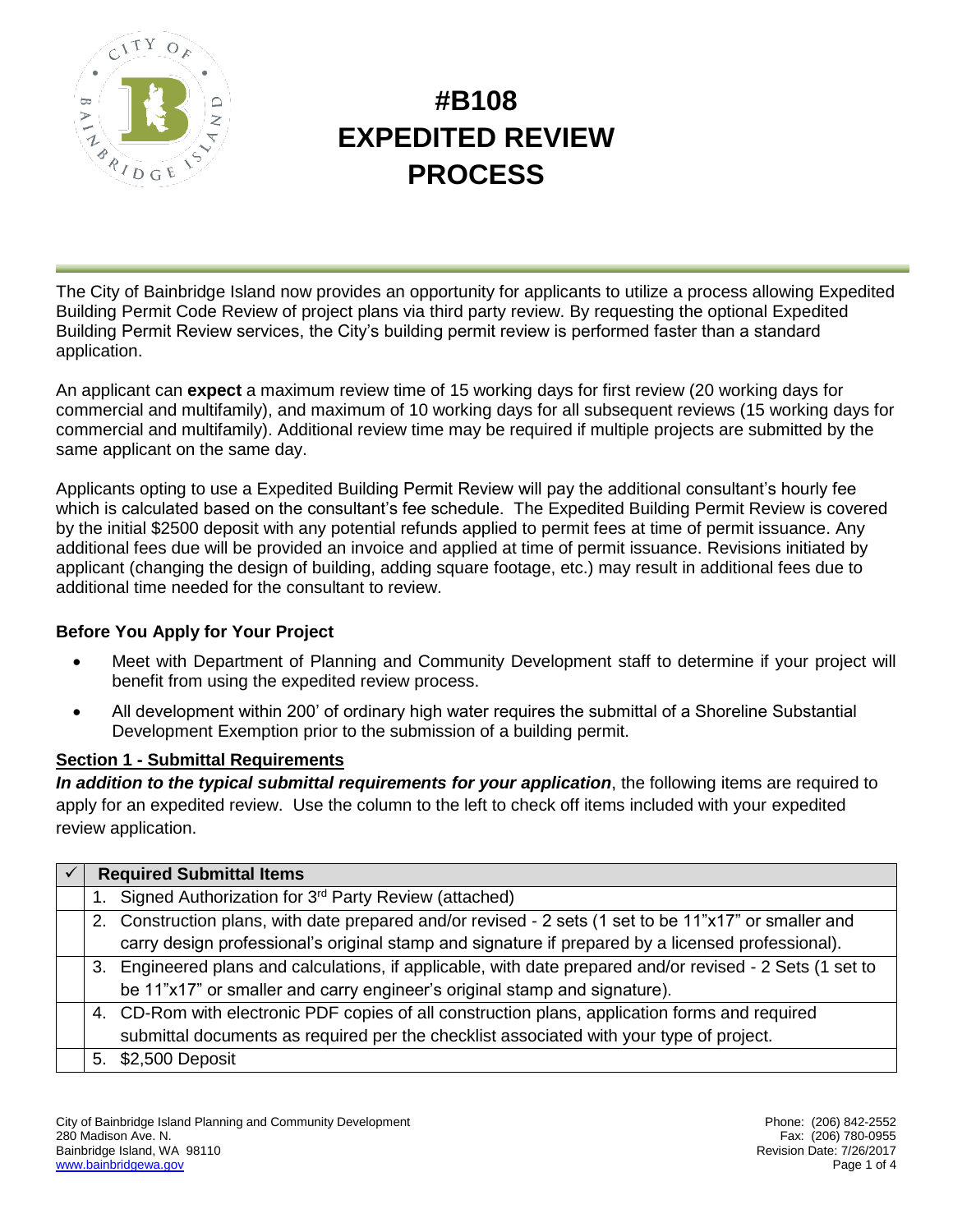# #B108 EXPEDITED REVIEW PROCESS

The City of Bainbridge Island now provides an opportunity for applicants to utilize a process allowing Expedited Building Permit Code Review of project plans via third party review. By requesting the optional Expedited Building Permit Review services, the City's building permit review is performed faster than a standard application.

An applicant can **expect** a maximum review time of 15 working days for first review (20 working days for commercial and multifamily), and maximum of 10 working days for all subsequent reviews (15 working days for commercial and multifamily). Additional review time may be required if multiple projects are submitted by the same applicant on the same day.

Applicants opting to use a Expedited Building Permit Review will pay the additional consultant's hourly fee which is calculated based on the consultant's fee schedule. The Expedited Building Permit Review is covered by the initial $2500 deposit with any potential refunds applied to permit fees at time of permit issuance. Any additional fees due will be provided an invoice and applied at time of permit issuance. Revisions initiated by applicant (changing the design of building, adding square footage, etc.) may result in additional fees due to additional time needed for the consultant to review.

### Before You Apply for Your Project

- Meet with Department of Planning and Community Development staff to determine if your project will benefit from using the expedited review process.
- All development within 200' of ordinary high water requires the submittal of a Shoreline Substantial Development Exemption prior to the submission of a building permit.

### Section 1 - Submittal Requirements

***In addition to the typical submittal requirements for your application***, the following items are required to apply for an expedited review. Use the column to the left to check off items included with your expedited review application.

| ✓ | Required Submittal Items |
|---|---|
| | 1. Signed Authorization for 3rd Party Review (attached) |
| | 2. Construction plans, with date prepared and/or revised - 2 sets (1 set to be 11"x17" or smaller and carry design professional's original stamp and signature if prepared by a licensed professional). |
| | 3. Engineered plans and calculations, if applicable, with date prepared and/or revised - 2 Sets (1 set to be 11"x17" or smaller and carry engineer's original stamp and signature). |
| | 4. CD-Rom with electronic PDF copies of all construction plans, application forms and required submittal documents as required per the checklist associated with your type of project. |
| | 5. $2,500 Deposit |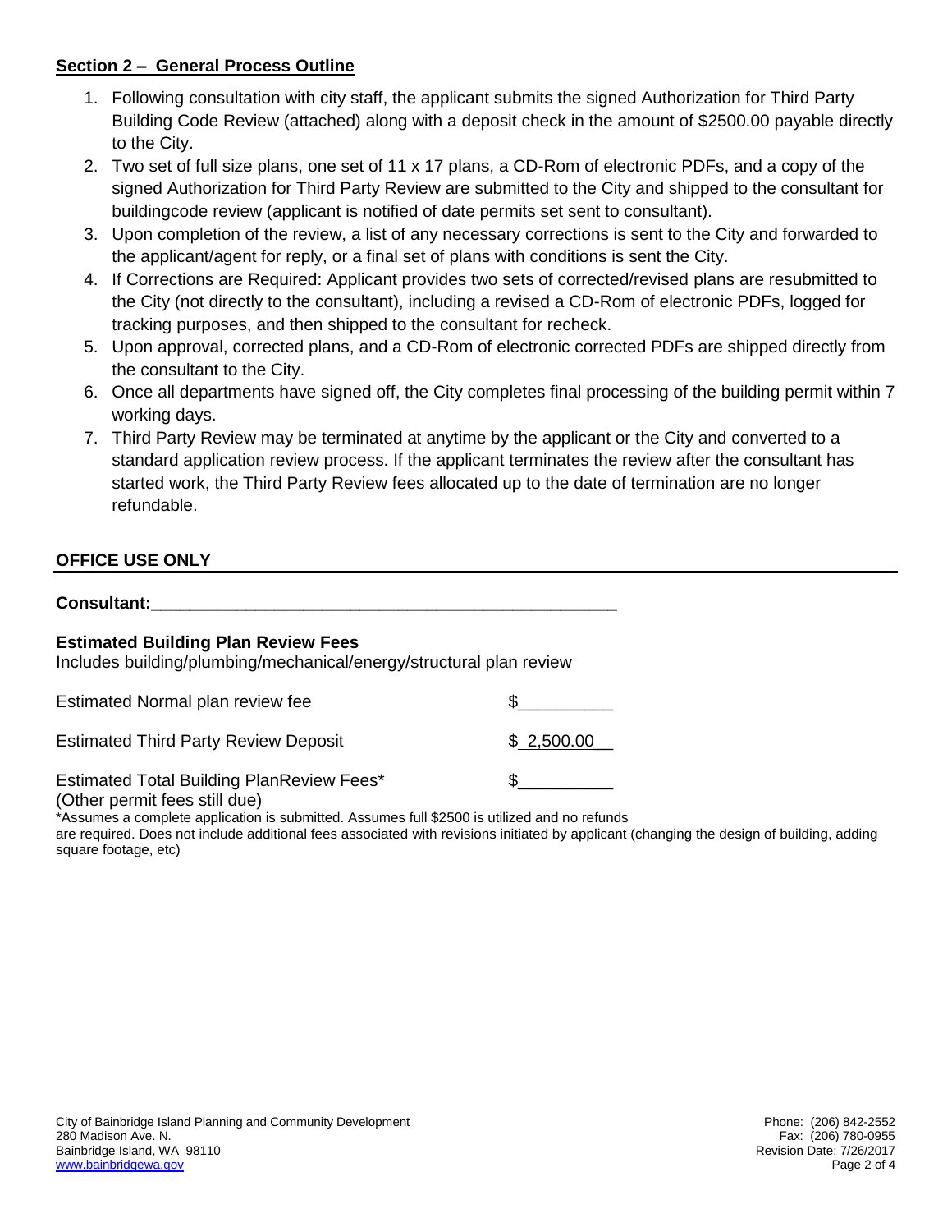## Section 2 – General Process Outline

1. Following consultation with city staff, the applicant submits the signed Authorization for Third Party Building Code Review (attached) along with a deposit check in the amount of $2500.00 payable directly to the City.
2. Two set of full size plans, one set of 11 x 17 plans, a CD-Rom of electronic PDFs, and a copy of the signed Authorization for Third Party Review are submitted to the City and shipped to the consultant for buildingcode review (applicant is notified of date permits set sent to consultant).
3. Upon completion of the review, a list of any necessary corrections is sent to the City and forwarded to the applicant/agent for reply, or a final set of plans with conditions is sent the City.
4. If Corrections are Required: Applicant provides two sets of corrected/revised plans are resubmitted to the City (not directly to the consultant), including a revised a CD-Rom of electronic PDFs, logged for tracking purposes, and then shipped to the consultant for recheck.
5. Upon approval, corrected plans, and a CD-Rom of electronic corrected PDFs are shipped directly from the consultant to the City.
6. Once all departments have signed off, the City completes final processing of the building permit within 7 working days.
7. Third Party Review may be terminated at anytime by the applicant or the City and converted to a standard application review process. If the applicant terminates the review after the consultant has started work, the Third Party Review fees allocated up to the date of termination are no longer refundable.

## OFFICE USE ONLY

**Consultant:**___________________________________________________

**Estimated Building Plan Review Fees**
Includes building/plumbing/mechanical/energy/structural plan review

Estimated Normal plan review fee $__________

Estimated Third Party Review Deposit $ 2,500.00

Estimated Total Building PlanReview Fees* $__________
(Other permit fees still due)

*Assumes a complete application is submitted. Assumes full $2500 is utilized and no refunds are required. Does not include additional fees associated with revisions initiated by applicant (changing the design of building, adding square footage, etc)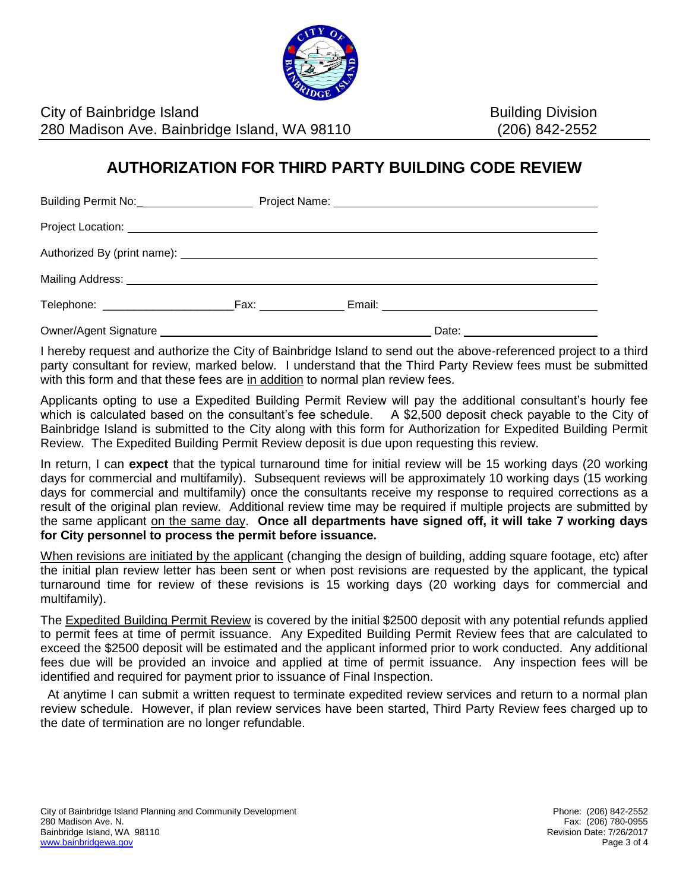City of Bainbridge Island
280 Madison Ave. Bainbridge Island, WA 98110

Building Division
(206) 842-2552

# AUTHORIZATION FOR THIRD PARTY BUILDING CODE REVIEW

Building Permit No:__________________ Project Name: ____________________________________________

Project Location: ______________________________________________________________________

Authorized By (print name): _______________________________________________________________

Mailing Address: _______________________________________________________________________

Telephone: _____________________Fax: ______________ Email: ___________________________________

Owner/Agent Signature _______________________________________________ Date: ______________________

I hereby request and authorize the City of Bainbridge Island to send out the above-referenced project to a third party consultant for review, marked below. I understand that the Third Party Review fees must be submitted with this form and that these fees are <u>in addition</u> to normal plan review fees.

Applicants opting to use a Expedited Building Permit Review will pay the additional consultant's hourly fee which is calculated based on the consultant's fee schedule. A $2,500 deposit check payable to the City of Bainbridge Island is submitted to the City along with this form for Authorization for Expedited Building Permit Review. The Expedited Building Permit Review deposit is due upon requesting this review.

In return, I can **expect** that the typical turnaround time for initial review will be 15 working days (20 working days for commercial and multifamily). Subsequent reviews will be approximately 10 working days (15 working days for commercial and multifamily) once the consultants receive my response to required corrections as a result of the original plan review. Additional review time may be required if multiple projects are submitted by the same applicant <u>on the same day</u>. **Once all departments have signed off, it will take 7 working days for City personnel to process the permit before issuance.**

<u>When revisions are initiated by the applicant</u> (changing the design of building, adding square footage, etc) after the initial plan review letter has been sent or when post revisions are requested by the applicant, the typical turnaround time for review of these revisions is 15 working days (20 working days for commercial and multifamily).

The <u>Expedited Building Permit Review</u> is covered by the initial $2500 deposit with any potential refunds applied to permit fees at time of permit issuance. Any Expedited Building Permit Review fees that are calculated to exceed the $2500 deposit will be estimated and the applicant informed prior to work conducted. Any additional fees due will be provided an invoice and applied at time of permit issuance. Any inspection fees will be identified and required for payment prior to issuance of Final Inspection.

At anytime I can submit a written request to terminate expedited review services and return to a normal plan review schedule. However, if plan review services have been started, Third Party Review fees charged up to the date of termination are no longer refundable.

City of Bainbridge Island Planning and Community Development
280 Madison Ave. N.
Bainbridge Island, WA 98110
www.bainbridgewa.gov

Phone: (206) 842-2552
Fax: (206) 780-0955
Revision Date: 7/26/2017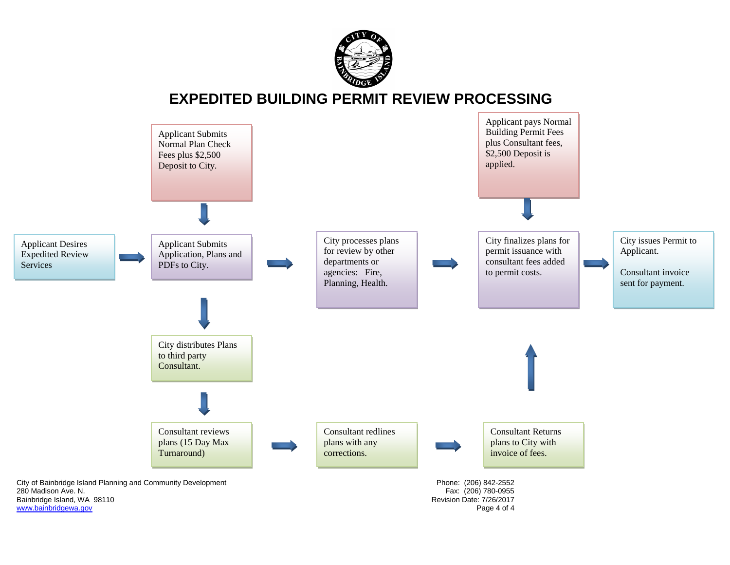# EXPEDITED BUILDING PERMIT REVIEW PROCESSING

Applicant Desires Expedited Review Services

Applicant Submits Normal Plan Check Fees plus $2,500 Deposit to City.

Applicant Submits Application, Plans and PDFs to City.

City distributes Plans to third party Consultant.

Consultant reviews plans (15 Day Max Turnaround)

Consultant redlines plans with any corrections.

Consultant Returns plans to City with invoice of fees.

City processes plans for review by other departments or agencies: Fire, Planning, Health.

Applicant pays Normal Building Permit Fees plus Consultant fees, $2,500 Deposit is applied.

City finalizes plans for permit issuance with consultant fees added to permit costs.

City issues Permit to Applicant.

Consultant invoice sent for payment.

City of Bainbridge Island Planning and Community Development
280 Madison Ave. N.
Bainbridge Island, WA 98110
www.bainbridgewa.gov

Phone: (206) 842-2552
Fax: (206) 780-0955
Revision Date: 7/26/2017